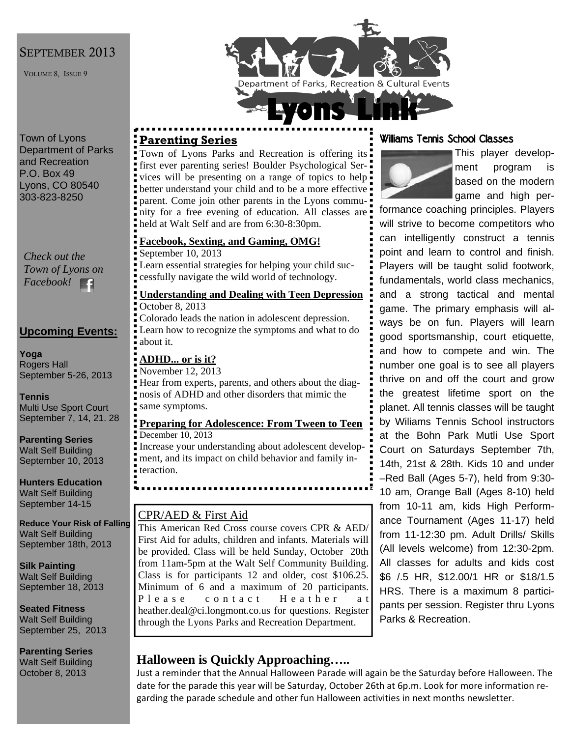# SEPTEMBER 2013

VOLUME 8, ISSUE 9

Town of Lyons
Department of Parks and Recreation
P.O. Box 49
Lyons, CO 80540
303-823-8250

*Check out the Town of Lyons on Facebook!*

## Upcoming Events:

**Yoga**
Rogers Hall
September 5-26, 2013

**Tennis**
Multi Use Sport Court
September 7, 14, 21. 28

**Parenting Series**
Walt Self Building
September 10, 2013

**Hunters Education**
Walt Self Building
September 14-15

**Reduce Your Risk of Falling**
Walt Self Building
September 18th, 2013

**Silk Painting**
Walt Self Building
September 18, 2013

**Seated Fitness**
Walt Self Building
September 25, 2013

**Parenting Series**
Walt Self Building
October 8, 2013

Department of Parks, Recreation & Cultural Events

# Lyons Link

## Parenting Series

Town of Lyons Parks and Recreation is offering its first ever parenting series! Boulder Psychological Services will be presenting on a range of topics to help better understand your child and to be a more effective parent. Come join other parents in the Lyons community for a free evening of education. All classes are held at Walt Self and are from 6:30-8:30pm.

**Facebook, Sexting, and Gaming, OMG!**
September 10, 2013
Learn essential strategies for helping your child successfully navigate the wild world of technology.

**Understanding and Dealing with Teen Depression**
October 8, 2013
Colorado leads the nation in adolescent depression. Learn how to recognize the symptoms and what to do about it.

**ADHD... or is it?**
November 12, 2013
Hear from experts, parents, and others about the diagnosis of ADHD and other disorders that mimic the same symptoms.

**Preparing for Adolescence: From Tween to Teen**
December 10, 2013
Increase your understanding about adolescent development, and its impact on child behavior and family interaction.

## CPR/AED & First Aid

This American Red Cross course covers CPR & AED/ First Aid for adults, children and infants. Materials will be provided. Class will be held Sunday, October 20th from 11am-5pm at the Walt Self Community Building. Class is for participants 12 and older, cost $106.25. Minimum of 6 and a maximum of 20 participants. Please contact Heather at heather.deal@ci.longmont.co.us for questions. Register through the Lyons Parks and Recreation Department.

## Williams Tennis School Classes

This player development program is based on the modern game and high performance coaching principles. Players will strive to become competitors who can intelligently construct a tennis point and learn to control and finish. Players will be taught solid footwork, fundamentals, world class mechanics, and a strong tactical and mental game. The primary emphasis will always be on fun. Players will learn good sportsmanship, court etiquette, and how to compete and win. The number one goal is to see all players thrive on and off the court and grow the greatest lifetime sport on the planet. All tennis classes will be taught by Wiliams Tennis School instructors at the Bohn Park Mutli Use Sport Court on Saturdays September 7th, 14th, 21st & 28th. Kids 10 and under –Red Ball (Ages 5-7), held from 9:30-10 am, Orange Ball (Ages 8-10) held from 10-11 am, kids High Performance Tournament (Ages 11-17) held from 11-12:30 pm. Adult Drills/ Skills (All levels welcome) from 12:30-2pm. All classes for adults and kids cost $6 /.5 HR, $12.00/1 HR or $18/1.5 HRS. There is a maximum 8 participants per session. Register thru Lyons Parks & Recreation.

## Halloween is Quickly Approaching…..

Just a reminder that the Annual Halloween Parade will again be the Saturday before Halloween. The date for the parade this year will be Saturday, October 26th at 6p.m. Look for more information regarding the parade schedule and other fun Halloween activities in next months newsletter.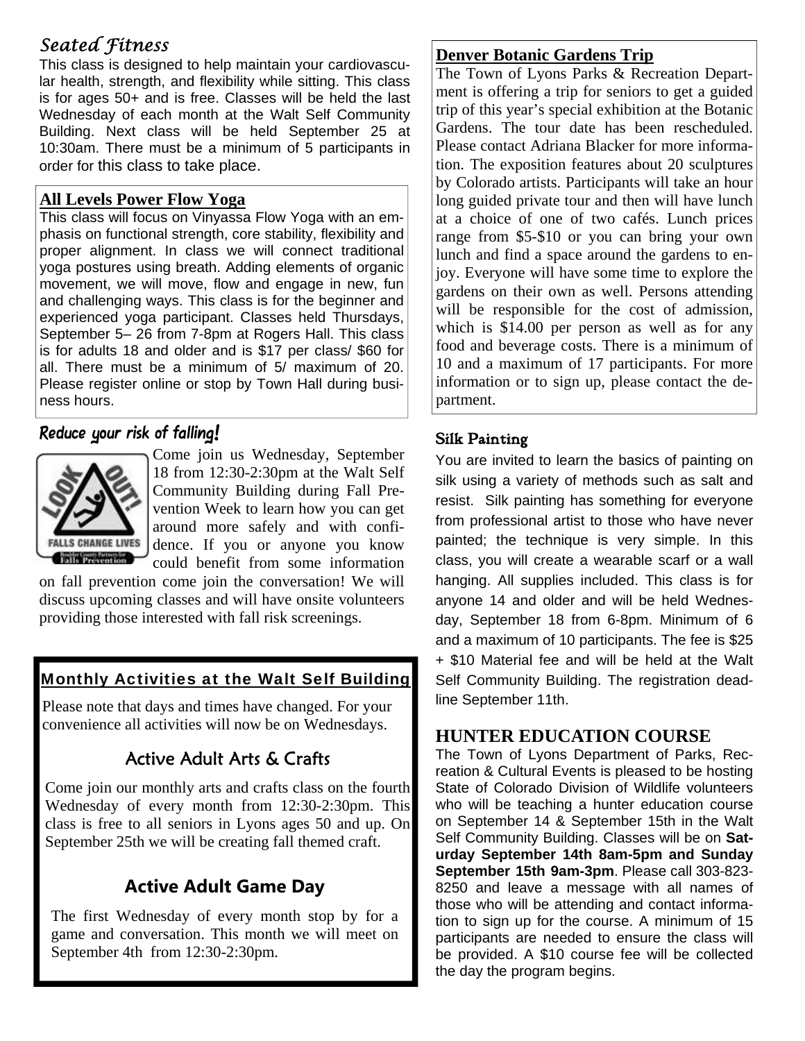## *Seated Fitness*

This class is designed to help maintain your cardiovascular health, strength, and flexibility while sitting. This class is for ages 50+ and is free. Classes will be held the last Wednesday of each month at the Walt Self Community Building. Next class will be held September 25 at 10:30am. There must be a minimum of 5 participants in order for this class to take place.

## All Levels Power Flow Yoga

This class will focus on Vinyassa Flow Yoga with an emphasis on functional strength, core stability, flexibility and proper alignment. In class we will connect traditional yoga postures using breath. Adding elements of organic movement, we will move, flow and engage in new, fun and challenging ways. This class is for the beginner and experienced yoga participant. Classes held Thursdays, September 5– 26 from 7-8pm at Rogers Hall. This class is for adults 18 and older and is $17 per class/ $60 for all. There must be a minimum of 5/ maximum of 20. Please register online or stop by Town Hall during business hours.

## *Reduce your risk of falling!*

Come join us Wednesday, September 18 from 12:30-2:30pm at the Walt Self Community Building during Fall Prevention Week to learn how you can get around more safely and with confidence. If you or anyone you know could benefit from some information on fall prevention come join the conversation! We will discuss upcoming classes and will have onsite volunteers providing those interested with fall risk screenings.

## Monthly Activities at the Walt Self Building

Please note that days and times have changed. For your convenience all activities will now be on Wednesdays.

### Active Adult Arts & Crafts

Come join our monthly arts and crafts class on the fourth Wednesday of every month from 12:30-2:30pm. This class is free to all seniors in Lyons ages 50 and up. On September 25th we will be creating fall themed craft.

### Active Adult Game Day

The first Wednesday of every month stop by for a game and conversation. This month we will meet on September 4th from 12:30-2:30pm.

## Denver Botanic Gardens Trip

The Town of Lyons Parks & Recreation Department is offering a trip for seniors to get a guided trip of this year's special exhibition at the Botanic Gardens. The tour date has been rescheduled. Please contact Adriana Blacker for more information. The exposition features about 20 sculptures by Colorado artists. Participants will take an hour long guided private tour and then will have lunch at a choice of one of two cafés. Lunch prices range from $5-$10 or you can bring your own lunch and find a space around the gardens to enjoy. Everyone will have some time to explore the gardens on their own as well. Persons attending will be responsible for the cost of admission, which is $14.00 per person as well as for any food and beverage costs. There is a minimum of 10 and a maximum of 17 participants. For more information or to sign up, please contact the department.

## Silk Painting

You are invited to learn the basics of painting on silk using a variety of methods such as salt and resist. Silk painting has something for everyone from professional artist to those who have never painted; the technique is very simple. In this class, you will create a wearable scarf or a wall hanging. All supplies included. This class is for anyone 14 and older and will be held Wednesday, September 18 from 6-8pm. Minimum of 6 and a maximum of 10 participants. The fee is $25 + $10 Material fee and will be held at the Walt Self Community Building. The registration deadline September 11th.

## HUNTER EDUCATION COURSE

The Town of Lyons Department of Parks, Recreation & Cultural Events is pleased to be hosting State of Colorado Division of Wildlife volunteers who will be teaching a hunter education course on September 14 & September 15th in the Walt Self Community Building. Classes will be on **Saturday September 14th 8am-5pm and Sunday September 15th 9am-3pm**. Please call 303-823-8250 and leave a message with all names of those who will be attending and contact information to sign up for the course. A minimum of 15 participants are needed to ensure the class will be provided. A $10 course fee will be collected the day the program begins.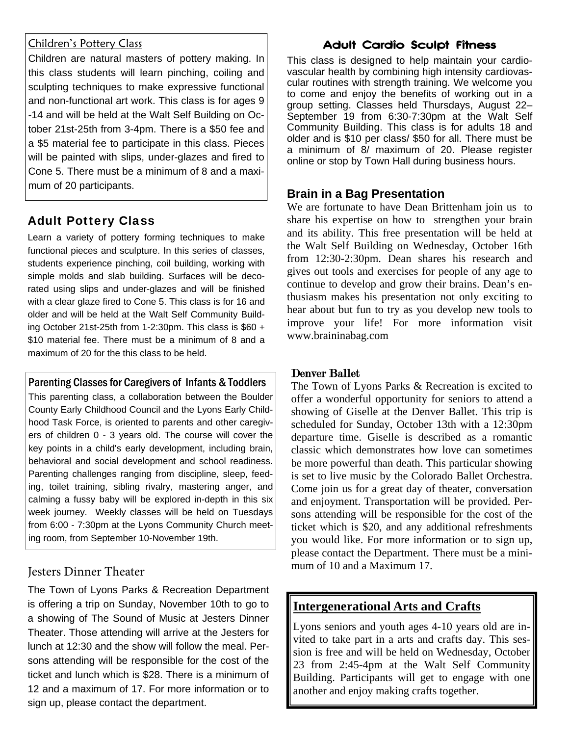## Children's Pottery Class

Children are natural masters of pottery making. In this class students will learn pinching, coiling and sculpting techniques to make expressive functional and non-functional art work. This class is for ages 9 -14 and will be held at the Walt Self Building on October 21st-25th from 3-4pm. There is a $50 fee and a $5 material fee to participate in this class. Pieces will be painted with slips, under-glazes and fired to Cone 5. There must be a minimum of 8 and a maximum of 20 participants.

## Adult Pottery Class

Learn a variety of pottery forming techniques to make functional pieces and sculpture. In this series of classes, students experience pinching, coil building, working with simple molds and slab building. Surfaces will be decorated using slips and under-glazes and will be finished with a clear glaze fired to Cone 5. This class is for 16 and older and will be held at the Walt Self Community Building October 21st-25th from 1-2:30pm. This class is $60 + $10 material fee. There must be a minimum of 8 and a maximum of 20 for the this class to be held.

## Parenting Classes for Caregivers of Infants & Toddlers

This parenting class, a collaboration between the Boulder County Early Childhood Council and the Lyons Early Childhood Task Force, is oriented to parents and other caregivers of children 0 - 3 years old. The course will cover the key points in a child's early development, including brain, behavioral and social development and school readiness. Parenting challenges ranging from discipline, sleep, feeding, toilet training, sibling rivalry, mastering anger, and calming a fussy baby will be explored in-depth in this six week journey. Weekly classes will be held on Tuesdays from 6:00 - 7:30pm at the Lyons Community Church meeting room, from September 10-November 19th.

## Jesters Dinner Theater

The Town of Lyons Parks & Recreation Department is offering a trip on Sunday, November 10th to go to a showing of The Sound of Music at Jesters Dinner Theater. Those attending will arrive at the Jesters for lunch at 12:30 and the show will follow the meal. Persons attending will be responsible for the cost of the ticket and lunch which is $28. There is a minimum of 12 and a maximum of 17. For more information or to sign up, please contact the department.

## Adult Cardio Sculpt Fitness

This class is designed to help maintain your cardiovascular health by combining high intensity cardiovascular routines with strength training. We welcome you to come and enjoy the benefits of working out in a group setting. Classes held Thursdays, August 22–September 19 from 6:30-7:30pm at the Walt Self Community Building. This class is for adults 18 and older and is $10 per class/ $50 for all. There must be a minimum of 8/ maximum of 20. Please register online or stop by Town Hall during business hours.

## Brain in a Bag Presentation

We are fortunate to have Dean Brittenham join us to share his expertise on how to strengthen your brain and its ability. This free presentation will be held at the Walt Self Building on Wednesday, October 16th from 12:30-2:30pm. Dean shares his research and gives out tools and exercises for people of any age to continue to develop and grow their brains. Dean's enthusiasm makes his presentation not only exciting to hear about but fun to try as you develop new tools to improve your life! For more information visit www.braininabag.com

## Denver Ballet

The Town of Lyons Parks & Recreation is excited to offer a wonderful opportunity for seniors to attend a showing of Giselle at the Denver Ballet. This trip is scheduled for Sunday, October 13th with a 12:30pm departure time. Giselle is described as a romantic classic which demonstrates how love can sometimes be more powerful than death. This particular showing is set to live music by the Colorado Ballet Orchestra. Come join us for a great day of theater, conversation and enjoyment. Transportation will be provided. Persons attending will be responsible for the cost of the ticket which is $20, and any additional refreshments you would like. For more information or to sign up, please contact the Department. There must be a minimum of 10 and a Maximum 17.

## Intergenerational Arts and Crafts

Lyons seniors and youth ages 4-10 years old are invited to take part in a arts and crafts day. This session is free and will be held on Wednesday, October 23 from 2:45-4pm at the Walt Self Community Building. Participants will get to engage with one another and enjoy making crafts together.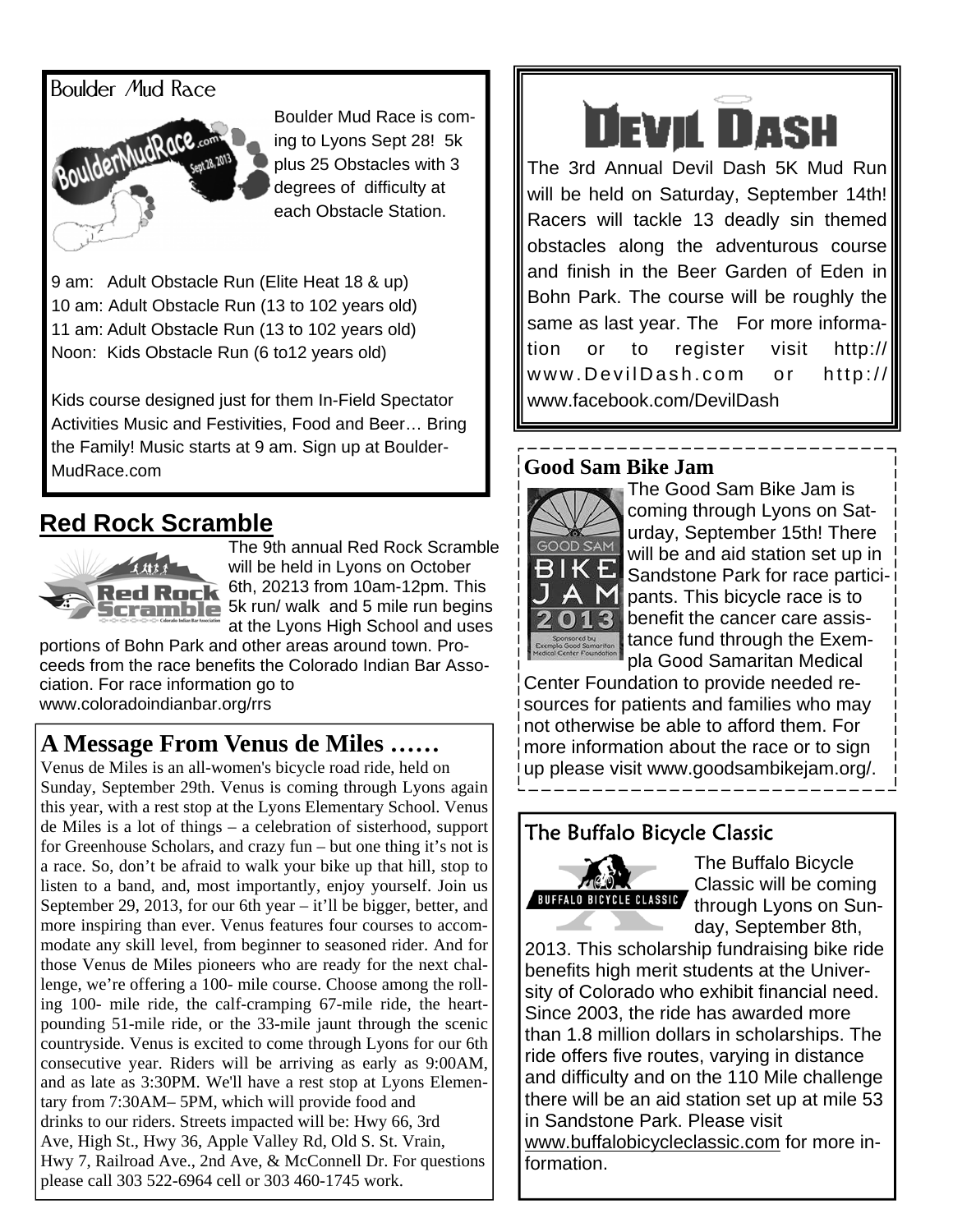## Boulder Mud Race

Boulder Mud Race is coming to Lyons Sept 28! 5k plus 25 Obstacles with 3 degrees of difficulty at each Obstacle Station.

9 am: Adult Obstacle Run (Elite Heat 18 & up)
10 am: Adult Obstacle Run (13 to 102 years old)
11 am: Adult Obstacle Run (13 to 102 years old)
Noon: Kids Obstacle Run (6 to12 years old)

Kids course designed just for them In-Field Spectator Activities Music and Festivities, Food and Beer… Bring the Family! Music starts at 9 am. Sign up at BoulderMudRace.com

## Red Rock Scramble

The 9th annual Red Rock Scramble will be held in Lyons on October 6th, 20213 from 10am-12pm. This 5k run/ walk and 5 mile run begins at the Lyons High School and uses portions of Bohn Park and other areas around town. Proceeds from the race benefits the Colorado Indian Bar Association. For race information go to www.coloradoindianbar.org/rrs

## A Message From Venus de Miles ……

Venus de Miles is an all-women's bicycle road ride, held on Sunday, September 29th. Venus is coming through Lyons again this year, with a rest stop at the Lyons Elementary School. Venus de Miles is a lot of things – a celebration of sisterhood, support for Greenhouse Scholars, and crazy fun – but one thing it's not is a race. So, don't be afraid to walk your bike up that hill, stop to listen to a band, and, most importantly, enjoy yourself. Join us September 29, 2013, for our 6th year – it'll be bigger, better, and more inspiring than ever. Venus features four courses to accommodate any skill level, from beginner to seasoned rider. And for those Venus de Miles pioneers who are ready for the next challenge, we're offering a 100- mile course. Choose among the rolling 100- mile ride, the calf-cramping 67-mile ride, the heart-pounding 51-mile ride, or the 33-mile jaunt through the scenic countryside. Venus is excited to come through Lyons for our 6th consecutive year. Riders will be arriving as early as 9:00AM, and as late as 3:30PM. We'll have a rest stop at Lyons Elementary from 7:30AM– 5PM, which will provide food and drinks to our riders. Streets impacted will be: Hwy 66, 3rd Ave, High St., Hwy 36, Apple Valley Rd, Old S. St. Vrain, Hwy 7, Railroad Ave., 2nd Ave, & McConnell Dr. For questions please call 303 522-6964 cell or 303 460-1745 work.

## Devil Dash

The 3rd Annual Devil Dash 5K Mud Run will be held on Saturday, September 14th! Racers will tackle 13 deadly sin themed obstacles along the adventurous course and finish in the Beer Garden of Eden in Bohn Park. The course will be roughly the same as last year. The For more information or to register visit http://www.DevilDash.com or http://www.facebook.com/DevilDash

## Good Sam Bike Jam

The Good Sam Bike Jam is coming through Lyons on Saturday, September 15th! There will be and aid station set up in Sandstone Park for race participants. This bicycle race is to benefit the cancer care assistance fund through the Exempla Good Samaritan Medical Center Foundation to provide needed resources for patients and families who may not otherwise be able to afford them. For more information about the race or to sign up please visit www.goodsambikejam.org/.

## The Buffalo Bicycle Classic

The Buffalo Bicycle Classic will be coming through Lyons on Sunday, September 8th, 2013. This scholarship fundraising bike ride benefits high merit students at the University of Colorado who exhibit financial need. Since 2003, the ride has awarded more than 1.8 million dollars in scholarships. The ride offers five routes, varying in distance and difficulty and on the 110 Mile challenge there will be an aid station set up at mile 53 in Sandstone Park. Please visit www.buffalobicycleclassic.com for more information.